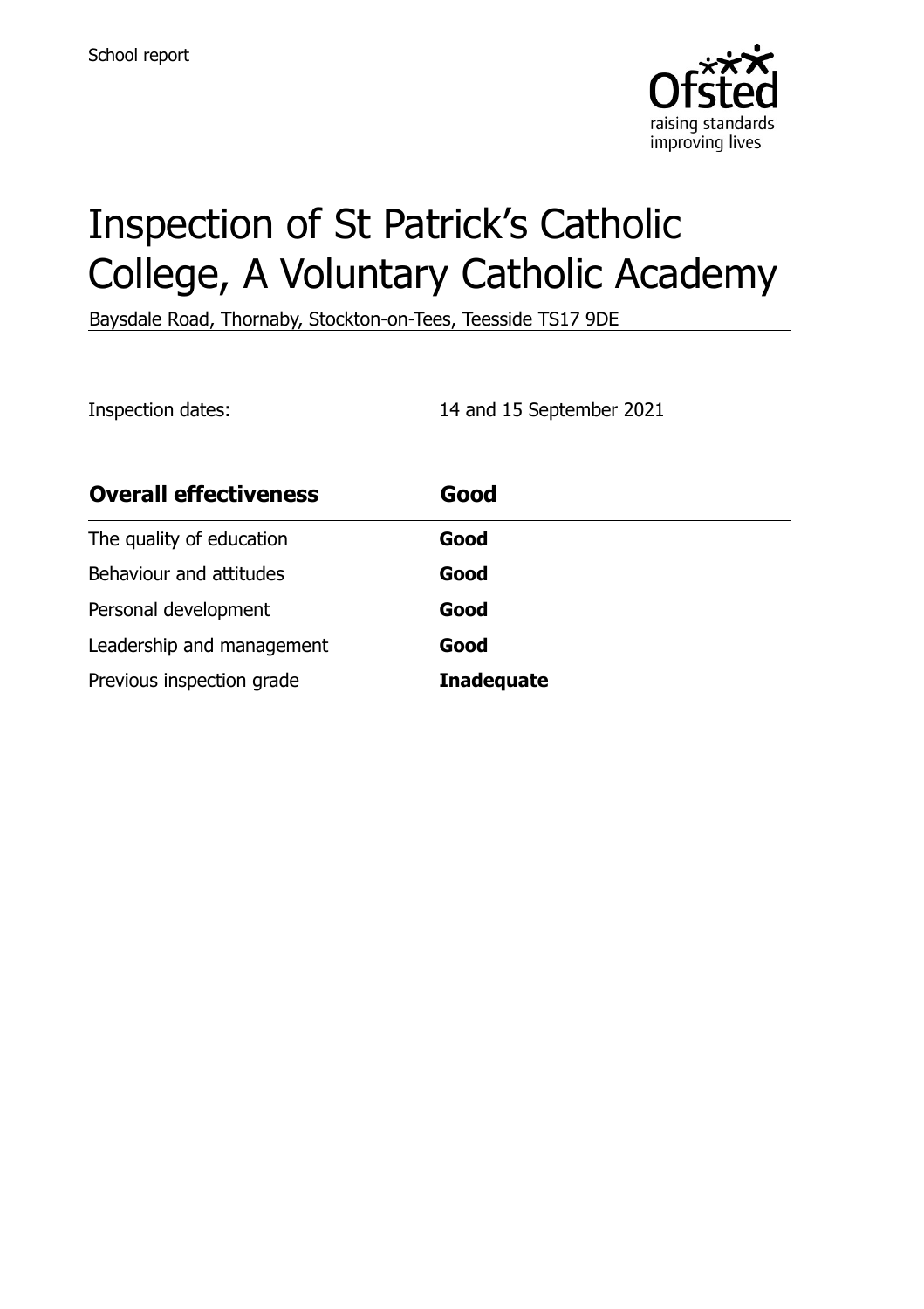School report

# Inspection of St Patrick's Catholic College, A Voluntary Catholic Academy

Baysdale Road, Thornaby, Stockton-on-Tees, Teesside TS17 9DE

Inspection dates: 14 and 15 September 2021

| **Overall effectiveness** | **Good** |
| --- | --- |
| The quality of education | **Good** |
| Behaviour and attitudes | **Good** |
| Personal development | **Good** |
| Leadership and management | **Good** |
| Previous inspection grade | **Inadequate** |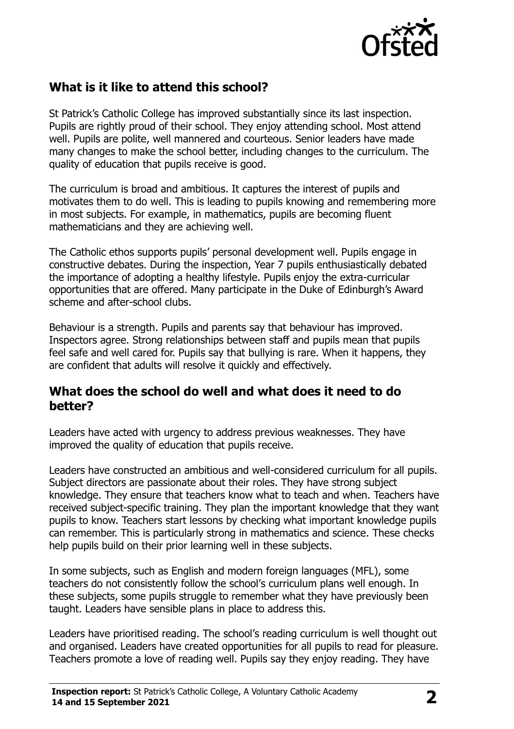## What is it like to attend this school?

St Patrick's Catholic College has improved substantially since its last inspection. Pupils are rightly proud of their school. They enjoy attending school. Most attend well. Pupils are polite, well mannered and courteous. Senior leaders have made many changes to make the school better, including changes to the curriculum. The quality of education that pupils receive is good.

The curriculum is broad and ambitious. It captures the interest of pupils and motivates them to do well. This is leading to pupils knowing and remembering more in most subjects. For example, in mathematics, pupils are becoming fluent mathematicians and they are achieving well.

The Catholic ethos supports pupils' personal development well. Pupils engage in constructive debates. During the inspection, Year 7 pupils enthusiastically debated the importance of adopting a healthy lifestyle. Pupils enjoy the extra-curricular opportunities that are offered. Many participate in the Duke of Edinburgh's Award scheme and after-school clubs.

Behaviour is a strength. Pupils and parents say that behaviour has improved. Inspectors agree. Strong relationships between staff and pupils mean that pupils feel safe and well cared for. Pupils say that bullying is rare. When it happens, they are confident that adults will resolve it quickly and effectively.

## What does the school do well and what does it need to do better?

Leaders have acted with urgency to address previous weaknesses. They have improved the quality of education that pupils receive.

Leaders have constructed an ambitious and well-considered curriculum for all pupils. Subject directors are passionate about their roles. They have strong subject knowledge. They ensure that teachers know what to teach and when. Teachers have received subject-specific training. They plan the important knowledge that they want pupils to know. Teachers start lessons by checking what important knowledge pupils can remember. This is particularly strong in mathematics and science. These checks help pupils build on their prior learning well in these subjects.

In some subjects, such as English and modern foreign languages (MFL), some teachers do not consistently follow the school's curriculum plans well enough. In these subjects, some pupils struggle to remember what they have previously been taught. Leaders have sensible plans in place to address this.

Leaders have prioritised reading. The school's reading curriculum is well thought out and organised. Leaders have created opportunities for all pupils to read for pleasure. Teachers promote a love of reading well. Pupils say they enjoy reading. They have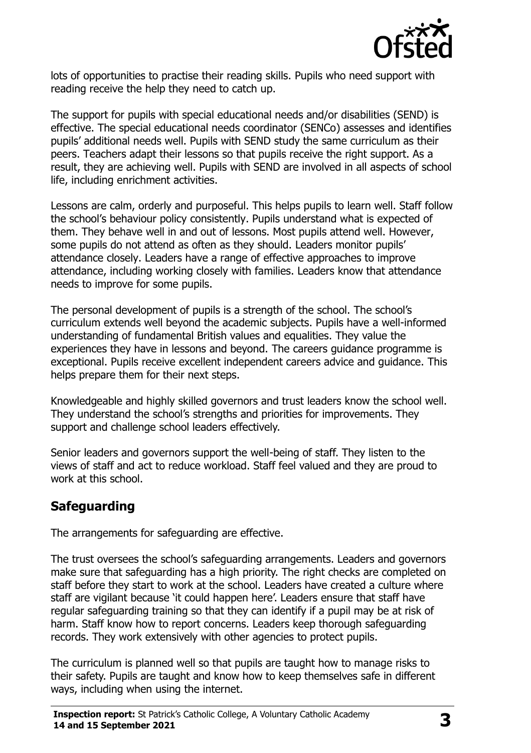lots of opportunities to practise their reading skills. Pupils who need support with reading receive the help they need to catch up.

The support for pupils with special educational needs and/or disabilities (SEND) is effective. The special educational needs coordinator (SENCo) assesses and identifies pupils' additional needs well. Pupils with SEND study the same curriculum as their peers. Teachers adapt their lessons so that pupils receive the right support. As a result, they are achieving well. Pupils with SEND are involved in all aspects of school life, including enrichment activities.

Lessons are calm, orderly and purposeful. This helps pupils to learn well. Staff follow the school's behaviour policy consistently. Pupils understand what is expected of them. They behave well in and out of lessons. Most pupils attend well. However, some pupils do not attend as often as they should. Leaders monitor pupils' attendance closely. Leaders have a range of effective approaches to improve attendance, including working closely with families. Leaders know that attendance needs to improve for some pupils.

The personal development of pupils is a strength of the school. The school's curriculum extends well beyond the academic subjects. Pupils have a well-informed understanding of fundamental British values and equalities. They value the experiences they have in lessons and beyond. The careers guidance programme is exceptional. Pupils receive excellent independent careers advice and guidance. This helps prepare them for their next steps.

Knowledgeable and highly skilled governors and trust leaders know the school well. They understand the school's strengths and priorities for improvements. They support and challenge school leaders effectively.

Senior leaders and governors support the well-being of staff. They listen to the views of staff and act to reduce workload. Staff feel valued and they are proud to work at this school.

## Safeguarding

The arrangements for safeguarding are effective.

The trust oversees the school's safeguarding arrangements. Leaders and governors make sure that safeguarding has a high priority. The right checks are completed on staff before they start to work at the school. Leaders have created a culture where staff are vigilant because 'it could happen here'. Leaders ensure that staff have regular safeguarding training so that they can identify if a pupil may be at risk of harm. Staff know how to report concerns. Leaders keep thorough safeguarding records. They work extensively with other agencies to protect pupils.

The curriculum is planned well so that pupils are taught how to manage risks to their safety. Pupils are taught and know how to keep themselves safe in different ways, including when using the internet.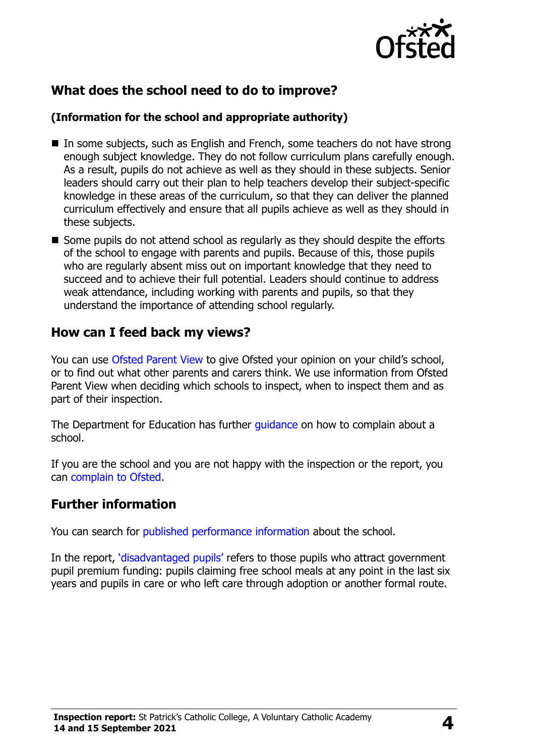## What does the school need to do to improve?

### (Information for the school and appropriate authority)

- In some subjects, such as English and French, some teachers do not have strong enough subject knowledge. They do not follow curriculum plans carefully enough. As a result, pupils do not achieve as well as they should in these subjects. Senior leaders should carry out their plan to help teachers develop their subject-specific knowledge in these areas of the curriculum, so that they can deliver the planned curriculum effectively and ensure that all pupils achieve as well as they should in these subjects.
- Some pupils do not attend school as regularly as they should despite the efforts of the school to engage with parents and pupils. Because of this, those pupils who are regularly absent miss out on important knowledge that they need to succeed and to achieve their full potential. Leaders should continue to address weak attendance, including working with parents and pupils, so that they understand the importance of attending school regularly.

## How can I feed back my views?

You can use Ofsted Parent View to give Ofsted your opinion on your child's school, or to find out what other parents and carers think. We use information from Ofsted Parent View when deciding which schools to inspect, when to inspect them and as part of their inspection.

The Department for Education has further guidance on how to complain about a school.

If you are the school and you are not happy with the inspection or the report, you can complain to Ofsted.

## Further information

You can search for published performance information about the school.

In the report, 'disadvantaged pupils' refers to those pupils who attract government pupil premium funding: pupils claiming free school meals at any point in the last six years and pupils in care or who left care through adoption or another formal route.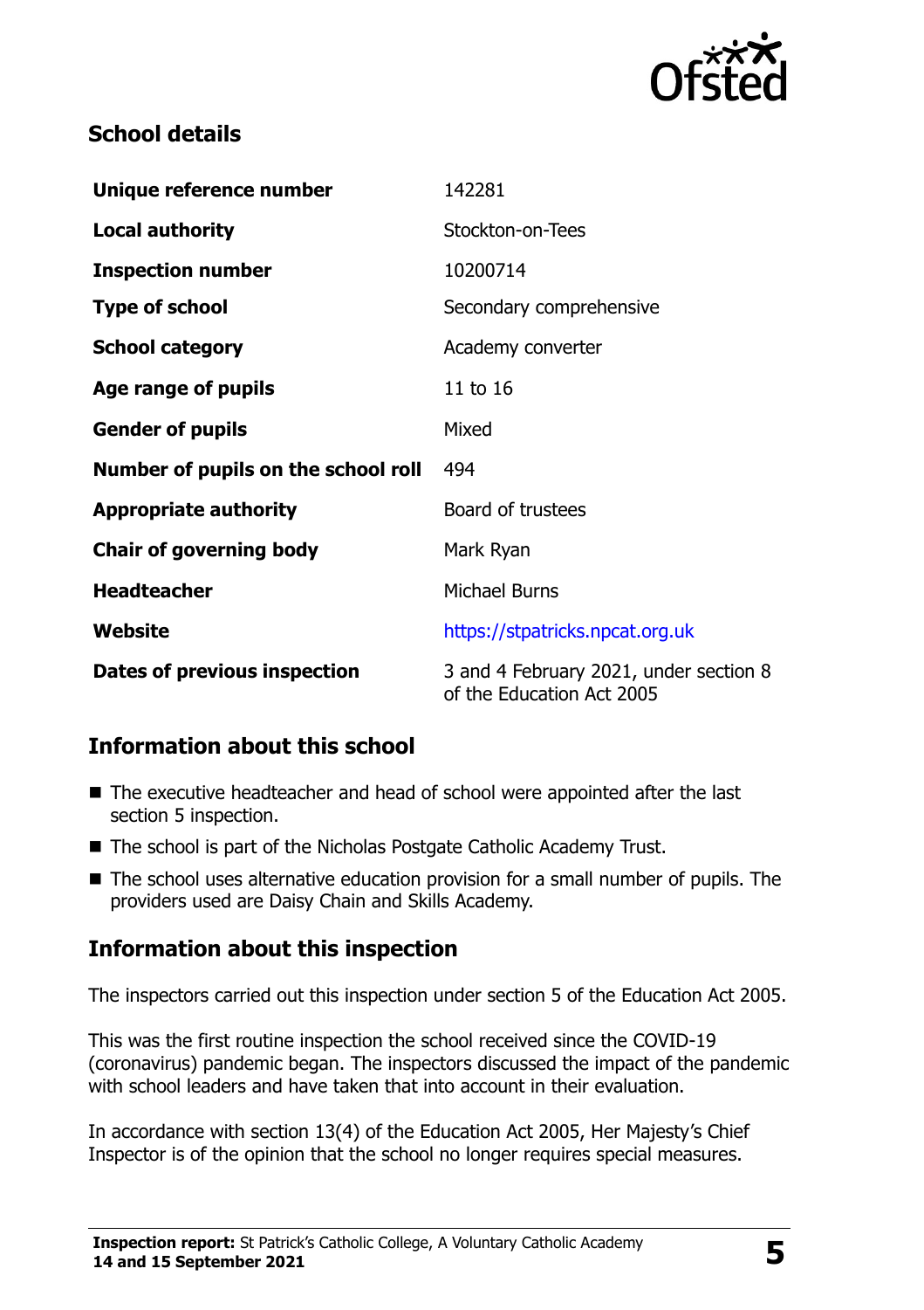## School details

| | |
|---|---|
| **Unique reference number** | 142281 |
| **Local authority** | Stockton-on-Tees |
| **Inspection number** | 10200714 |
| **Type of school** | Secondary comprehensive |
| **School category** | Academy converter |
| **Age range of pupils** | 11 to 16 |
| **Gender of pupils** | Mixed |
| **Number of pupils on the school roll** | 494 |
| **Appropriate authority** | Board of trustees |
| **Chair of governing body** | Mark Ryan |
| **Headteacher** | Michael Burns |
| **Website** | https://stpatricks.npcat.org.uk |
| **Dates of previous inspection** | 3 and 4 February 2021, under section 8 of the Education Act 2005 |

## Information about this school

- The executive headteacher and head of school were appointed after the last section 5 inspection.
- The school is part of the Nicholas Postgate Catholic Academy Trust.
- The school uses alternative education provision for a small number of pupils. The providers used are Daisy Chain and Skills Academy.

## Information about this inspection

The inspectors carried out this inspection under section 5 of the Education Act 2005.

This was the first routine inspection the school received since the COVID-19 (coronavirus) pandemic began. The inspectors discussed the impact of the pandemic with school leaders and have taken that into account in their evaluation.

In accordance with section 13(4) of the Education Act 2005, Her Majesty's Chief Inspector is of the opinion that the school no longer requires special measures.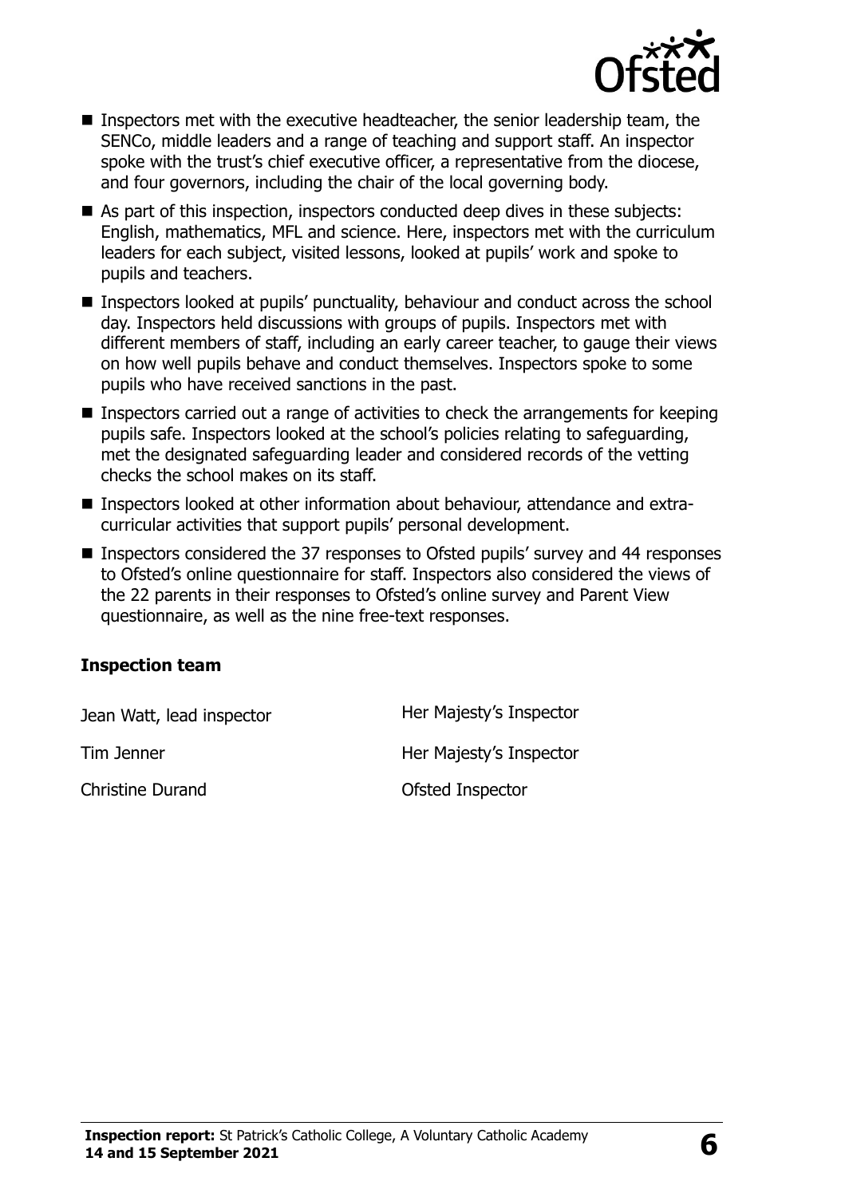- Inspectors met with the executive headteacher, the senior leadership team, the SENCo, middle leaders and a range of teaching and support staff. An inspector spoke with the trust's chief executive officer, a representative from the diocese, and four governors, including the chair of the local governing body.
- As part of this inspection, inspectors conducted deep dives in these subjects: English, mathematics, MFL and science. Here, inspectors met with the curriculum leaders for each subject, visited lessons, looked at pupils' work and spoke to pupils and teachers.
- Inspectors looked at pupils' punctuality, behaviour and conduct across the school day. Inspectors held discussions with groups of pupils. Inspectors met with different members of staff, including an early career teacher, to gauge their views on how well pupils behave and conduct themselves. Inspectors spoke to some pupils who have received sanctions in the past.
- Inspectors carried out a range of activities to check the arrangements for keeping pupils safe. Inspectors looked at the school's policies relating to safeguarding, met the designated safeguarding leader and considered records of the vetting checks the school makes on its staff.
- Inspectors looked at other information about behaviour, attendance and extra-curricular activities that support pupils' personal development.
- Inspectors considered the 37 responses to Ofsted pupils' survey and 44 responses to Ofsted's online questionnaire for staff. Inspectors also considered the views of the 22 parents in their responses to Ofsted's online survey and Parent View questionnaire, as well as the nine free-text responses.

### Inspection team

| | |
|---|---|
| Jean Watt, lead inspector | Her Majesty's Inspector |
| Tim Jenner | Her Majesty's Inspector |
| Christine Durand | Ofsted Inspector |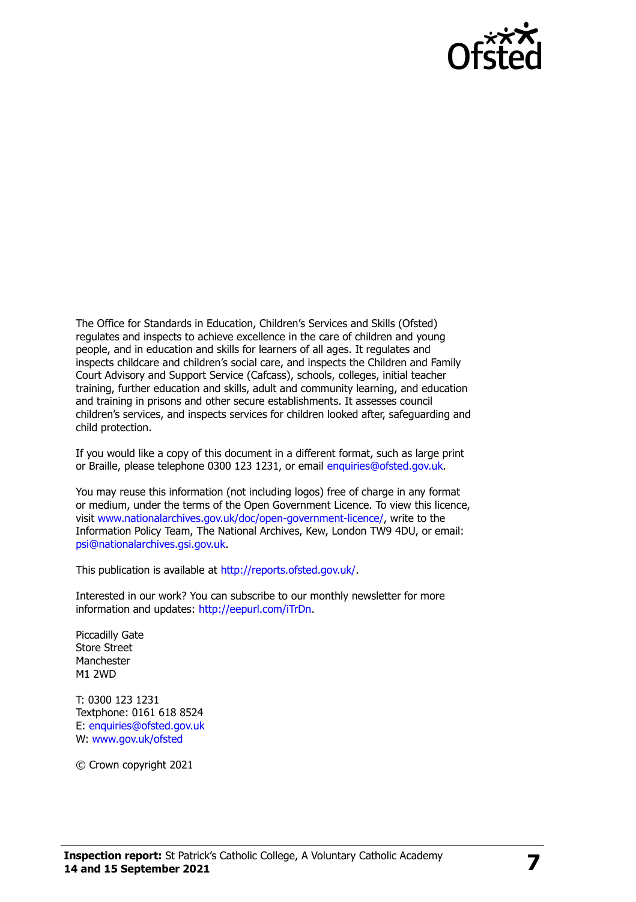The Office for Standards in Education, Children's Services and Skills (Ofsted) regulates and inspects to achieve excellence in the care of children and young people, and in education and skills for learners of all ages. It regulates and inspects childcare and children's social care, and inspects the Children and Family Court Advisory and Support Service (Cafcass), schools, colleges, initial teacher training, further education and skills, adult and community learning, and education and training in prisons and other secure establishments. It assesses council children's services, and inspects services for children looked after, safeguarding and child protection.

If you would like a copy of this document in a different format, such as large print or Braille, please telephone 0300 123 1231, or email enquiries@ofsted.gov.uk.

You may reuse this information (not including logos) free of charge in any format or medium, under the terms of the Open Government Licence. To view this licence, visit www.nationalarchives.gov.uk/doc/open-government-licence/, write to the Information Policy Team, The National Archives, Kew, London TW9 4DU, or email: psi@nationalarchives.gsi.gov.uk.

This publication is available at http://reports.ofsted.gov.uk/.

Interested in our work? You can subscribe to our monthly newsletter for more information and updates: http://eepurl.com/iTrDn.

Piccadilly Gate  
Store Street  
Manchester  
M1 2WD

T: 0300 123 1231  
Textphone: 0161 618 8524  
E: enquiries@ofsted.gov.uk  
W: www.gov.uk/ofsted

© Crown copyright 2021